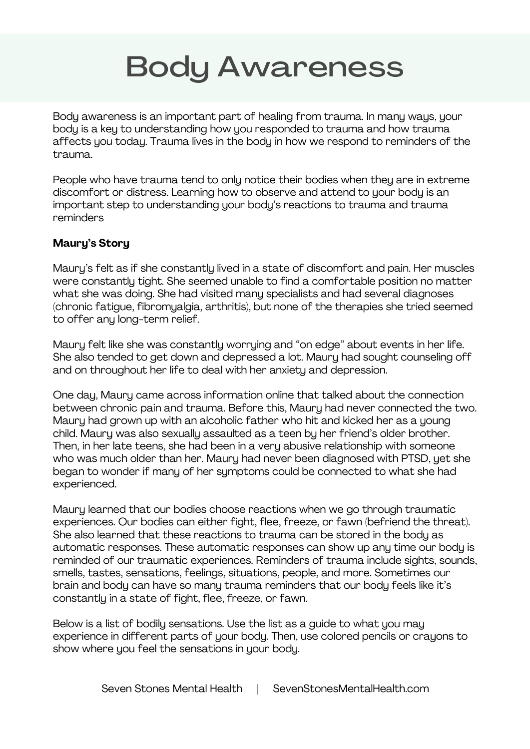# Body Awareness

Body awareness is an important part of healing from trauma. In many ways, your body is a key to understanding how you responded to trauma and how trauma affects you today. Trauma lives in the body in how we respond to reminders of the trauma.

People who have trauma tend to only notice their bodies when they are in extreme discomfort or distress. Learning how to observe and attend to your body is an important step to understanding your body's reactions to trauma and trauma reminders

**Maury's Story**

Maury's felt as if she constantly lived in a state of discomfort and pain. Her muscles were constantly tight. She seemed unable to find a comfortable position no matter what she was doing. She had visited many specialists and had several diagnoses (chronic fatigue, fibromyalgia, arthritis), but none of the therapies she tried seemed to offer any long-term relief.

Maury felt like she was constantly worrying and "on edge" about events in her life. She also tended to get down and depressed a lot. Maury had sought counseling off and on throughout her life to deal with her anxiety and depression.

One day, Maury came across information online that talked about the connection between chronic pain and trauma. Before this, Maury had never connected the two. Maury had grown up with an alcoholic father who hit and kicked her as a young child. Maury was also sexually assaulted as a teen by her friend's older brother. Then, in her late teens, she had been in a very abusive relationship with someone who was much older than her. Maury had never been diagnosed with PTSD, yet she began to wonder if many of her symptoms could be connected to what she had experienced.

Maury learned that our bodies choose reactions when we go through traumatic experiences. Our bodies can either fight, flee, freeze, or fawn (befriend the threat). She also learned that these reactions to trauma can be stored in the body as automatic responses. These automatic responses can show up any time our body is reminded of our traumatic experiences. Reminders of trauma include sights, sounds, smells, tastes, sensations, feelings, situations, people, and more. Sometimes our brain and body can have so many trauma reminders that our body feels like it's constantly in a state of fight, flee, freeze, or fawn.

Below is a list of bodily sensations. Use the list as a guide to what you may experience in different parts of your body. Then, use colored pencils or crayons to show where you feel the sensations in your body.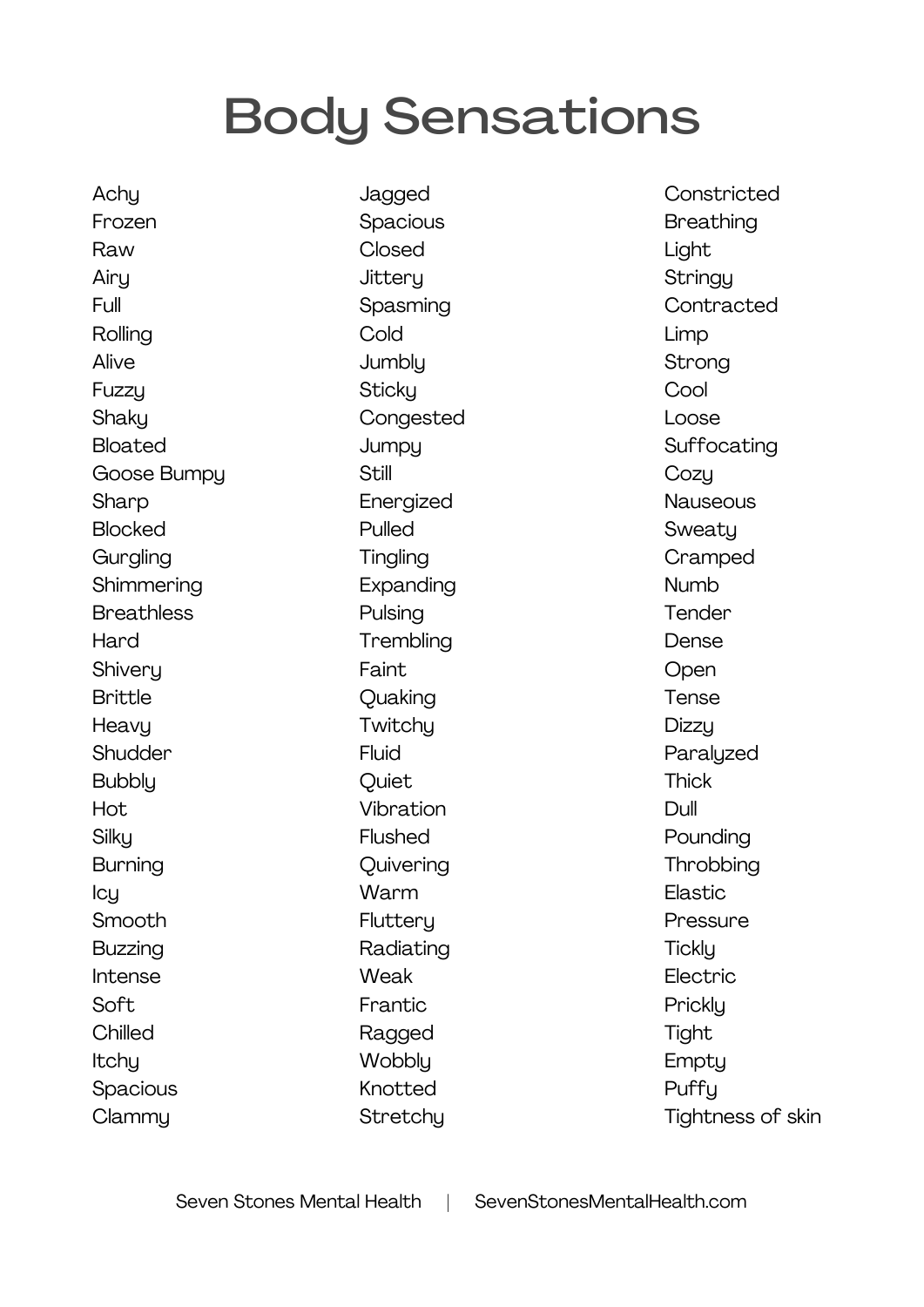# Body Sensations

- Achy
- Frozen
- Raw
- Airy
- Full
- Rolling
- Alive
- Fuzzy
- Shaky
- Bloated
- Goose Bumpy
- Sharp
- Blocked
- Gurgling
- Shimmering
- Breathless
- Hard
- Shivery
- Brittle
- Heavy
- Shudder
- Bubbly
- Hot
- Silky
- Burning
- Icy
- Smooth
- Buzzing
- Intense
- Soft
- Chilled
- Itchy
- Spacious
- Clammy
- Jagged
- Spacious
- Closed
- Jittery
- Spasming
- Cold
- Jumbly
- Sticky
- Congested
- Jumpy
- Still
- Energized
- Pulled
- Tingling
- Expanding
- Pulsing
- Trembling
- Faint
- Quaking
- Twitchy
- Fluid
- Quiet
- Vibration
- Flushed
- Quivering
- Warm
- Fluttery
- Radiating
- Weak
- Frantic
- Ragged
- Wobbly
- Knotted
- Stretchy
- Constricted
- Breathing
- Light
- Stringy
- Contracted
- Limp
- Strong
- Cool
- Loose
- Suffocating
- Cozy
- Nauseous
- Sweaty
- Cramped
- Numb
- Tender
- Dense
- Open
- Tense
- Dizzy
- Paralyzed
- Thick
- Dull
- Pounding
- Throbbing
- Elastic
- Pressure
- Tickly
- Electric
- Prickly
- Tight
- Empty
- Puffy
- Tightness of skin

Seven Stones Mental Health | SevenStonesMentalHealth.com